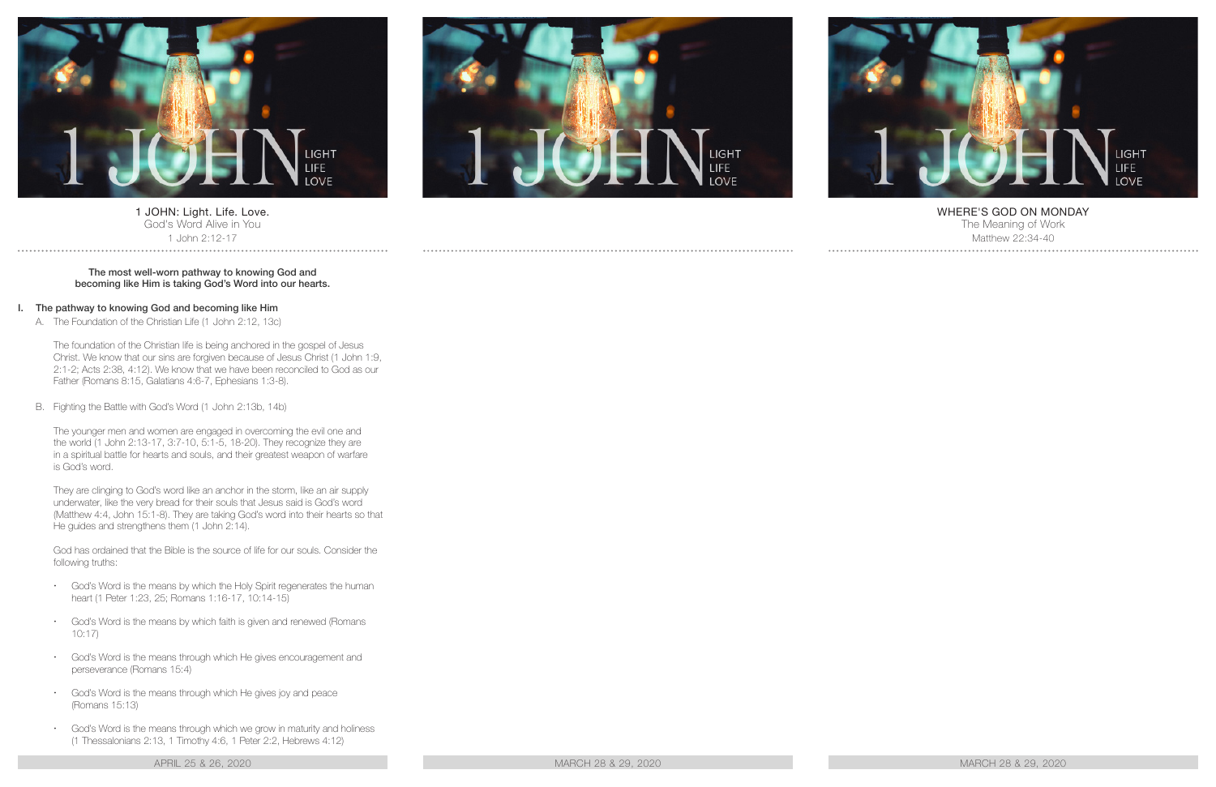1 JOHN: Light. Life. Love.
God's Word Alive in You
1 John 2:12-17

**The most well-worn pathway to knowing God and becoming like Him is taking God's Word into our hearts.**

## I. The pathway to knowing God and becoming like Him

A. The Foundation of the Christian Life (1 John 2:12, 13c)

The foundation of the Christian life is being anchored in the gospel of Jesus Christ. We know that our sins are forgiven because of Jesus Christ (1 John 1:9, 2:1-2; Acts 2:38, 4:12). We know that we have been reconciled to God as our Father (Romans 8:15, Galatians 4:6-7, Ephesians 1:3-8).

B. Fighting the Battle with God's Word (1 John 2:13b, 14b)

The younger men and women are engaged in overcoming the evil one and the world (1 John 2:13-17, 3:7-10, 5:1-5, 18-20). They recognize they are in a spiritual battle for hearts and souls, and their greatest weapon of warfare is God's word.

They are clinging to God's word like an anchor in the storm, like an air supply underwater, like the very bread for their souls that Jesus said is God's word (Matthew 4:4, John 15:1-8). They are taking God's word into their hearts so that He guides and strengthens them (1 John 2:14).

God has ordained that the Bible is the source of life for our souls. Consider the following truths:

- God's Word is the means by which the Holy Spirit regenerates the human heart (1 Peter 1:23, 25; Romans 1:16-17, 10:14-15)
- God's Word is the means by which faith is given and renewed (Romans 10:17)
- God's Word is the means through which He gives encouragement and perseverance (Romans 15:4)
- God's Word is the means through which He gives joy and peace (Romans 15:13)
- God's Word is the means through which we grow in maturity and holiness (1 Thessalonians 2:13, 1 Timothy 4:6, 1 Peter 2:2, Hebrews 4:12)

APRIL 25 & 26, 2020

MARCH 28 & 29, 2020

WHERE'S GOD ON MONDAY
The Meaning of Work
Matthew 22:34-40

MARCH 28 & 29, 2020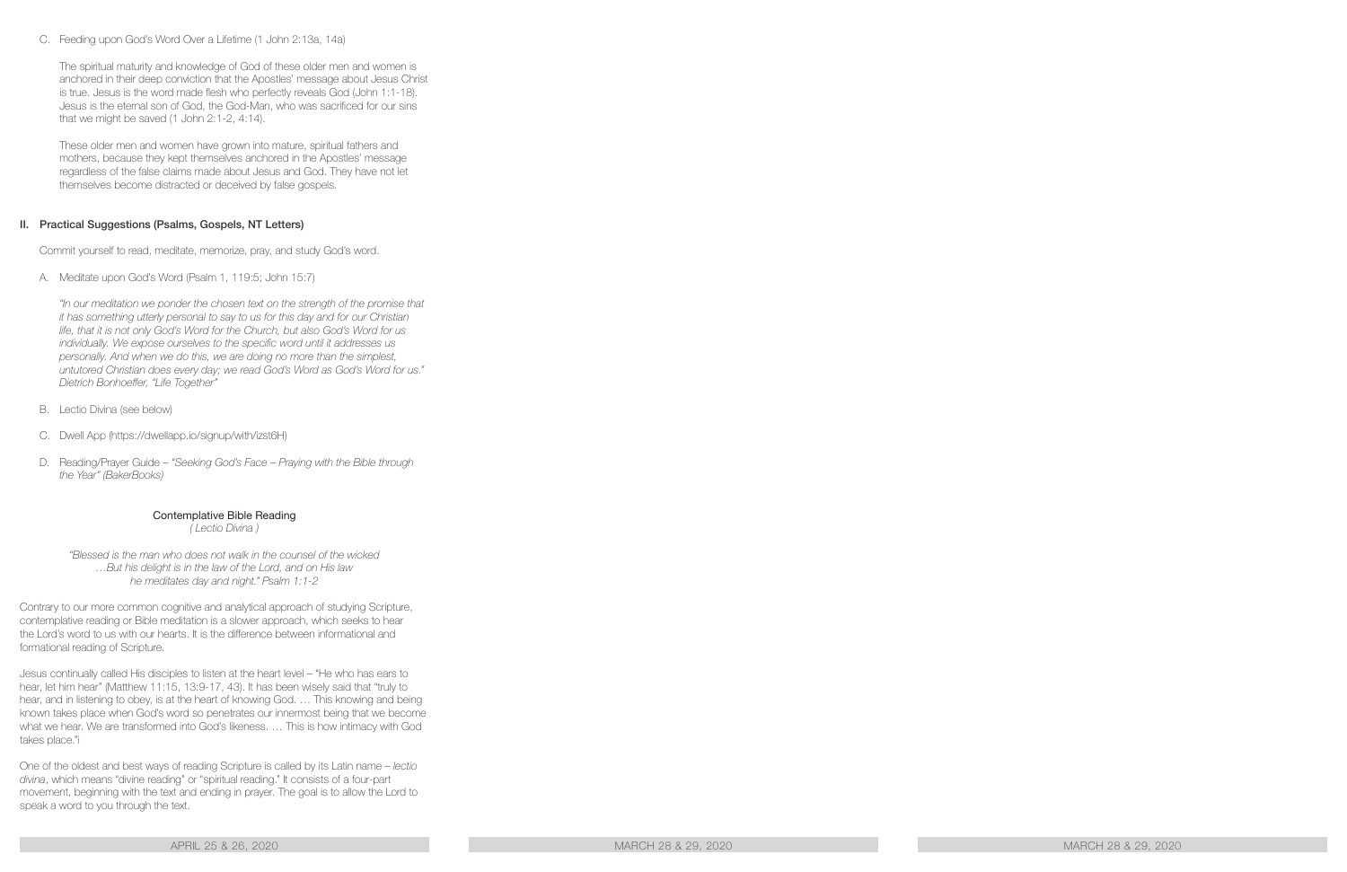C. Feeding upon God's Word Over a Lifetime (1 John 2:13a, 14a)

The spiritual maturity and knowledge of God of these older men and women is anchored in their deep conviction that the Apostles' message about Jesus Christ is true. Jesus is the word made flesh who perfectly reveals God (John 1:1-18). Jesus is the eternal son of God, the God-Man, who was sacrificed for our sins that we might be saved (1 John 2:1-2, 4:14).

These older men and women have grown into mature, spiritual fathers and mothers, because they kept themselves anchored in the Apostles' message regardless of the false claims made about Jesus and God. They have not let themselves become distracted or deceived by false gospels.

## II. Practical Suggestions (Psalms, Gospels, NT Letters)

Commit yourself to read, meditate, memorize, pray, and study God's word.

A. Meditate upon God's Word (Psalm 1, 119:5; John 15:7)

*"In our meditation we ponder the chosen text on the strength of the promise that it has something utterly personal to say to us for this day and for our Christian life, that it is not only God's Word for the Church, but also God's Word for us individually. We expose ourselves to the specific word until it addresses us personally. And when we do this, we are doing no more than the simplest, untutored Christian does every day; we read God's Word as God's Word for us." Dietrich Bonhoeffer, "Life Together"*

B. Lectio Divina (see below)

C. Dwell App (https://dwellapp.io/signup/with/izst6H)

D. Reading/Prayer Guide – *"Seeking God's Face – Praying with the Bible through the Year" (BakerBooks)*

### Contemplative Bible Reading

*( Lectio Divina )*

*"Blessed is the man who does not walk in the counsel of the wicked …But his delight is in the law of the Lord, and on His law he meditates day and night." Psalm 1:1-2*

Contrary to our more common cognitive and analytical approach of studying Scripture, contemplative reading or Bible meditation is a slower approach, which seeks to hear the Lord's word to us with our hearts. It is the difference between informational and formational reading of Scripture.

Jesus continually called His disciples to listen at the heart level – "He who has ears to hear, let him hear" (Matthew 11:15, 13:9-17, 43). It has been wisely said that "truly to hear, and in listening to obey, is at the heart of knowing God. … This knowing and being known takes place when God's word so penetrates our innermost being that we become what we hear. We are transformed into God's likeness. … This is how intimacy with God takes place."i

One of the oldest and best ways of reading Scripture is called by its Latin name – *lectio divina*, which means "divine reading" or "spiritual reading." It consists of a four-part movement, beginning with the text and ending in prayer. The goal is to allow the Lord to speak a word to you through the text.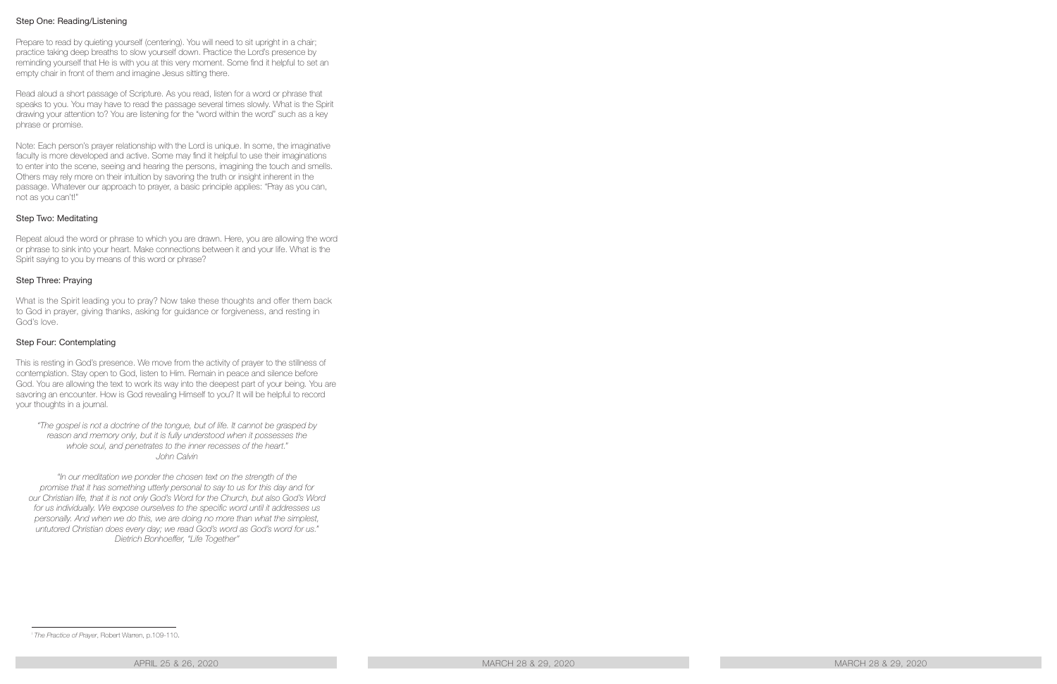### Step One: Reading/Listening

Prepare to read by quieting yourself (centering). You will need to sit upright in a chair; practice taking deep breaths to slow yourself down. Practice the Lord's presence by reminding yourself that He is with you at this very moment. Some find it helpful to set an empty chair in front of them and imagine Jesus sitting there.

Read aloud a short passage of Scripture. As you read, listen for a word or phrase that speaks to you. You may have to read the passage several times slowly. What is the Spirit drawing your attention to? You are listening for the "word within the word" such as a key phrase or promise.

Note: Each person's prayer relationship with the Lord is unique. In some, the imaginative faculty is more developed and active. Some may find it helpful to use their imaginations to enter into the scene, seeing and hearing the persons, imagining the touch and smells. Others may rely more on their intuition by savoring the truth or insight inherent in the passage. Whatever our approach to prayer, a basic principle applies: "Pray as you can, not as you can't!"

### Step Two: Meditating

Repeat aloud the word or phrase to which you are drawn. Here, you are allowing the word or phrase to sink into your heart. Make connections between it and your life. What is the Spirit saying to you by means of this word or phrase?

### Step Three: Praying

What is the Spirit leading you to pray? Now take these thoughts and offer them back to God in prayer, giving thanks, asking for guidance or forgiveness, and resting in God's love.

### Step Four: Contemplating

This is resting in God's presence. We move from the activity of prayer to the stillness of contemplation. Stay open to God, listen to Him. Remain in peace and silence before God. You are allowing the text to work its way into the deepest part of your being. You are savoring an encounter. How is God revealing Himself to you? It will be helpful to record your thoughts in a journal.

*"The gospel is not a doctrine of the tongue, but of life. It cannot be grasped by reason and memory only, but it is fully understood when it possesses the whole soul, and penetrates to the inner recesses of the heart."*
*John Calvin*

*"In our meditation we ponder the chosen text on the strength of the promise that it has something utterly personal to say to us for this day and for our Christian life, that it is not only God's Word for the Church, but also God's Word for us individually. We expose ourselves to the specific word until it addresses us personally. And when we do this, we are doing no more than what the simplest, untutored Christian does every day; we read God's word as God's word for us."*
*Dietrich Bonhoeffer, "Life Together"*

---

[1] *The Practice of Prayer*, Robert Warren, p.109-110.